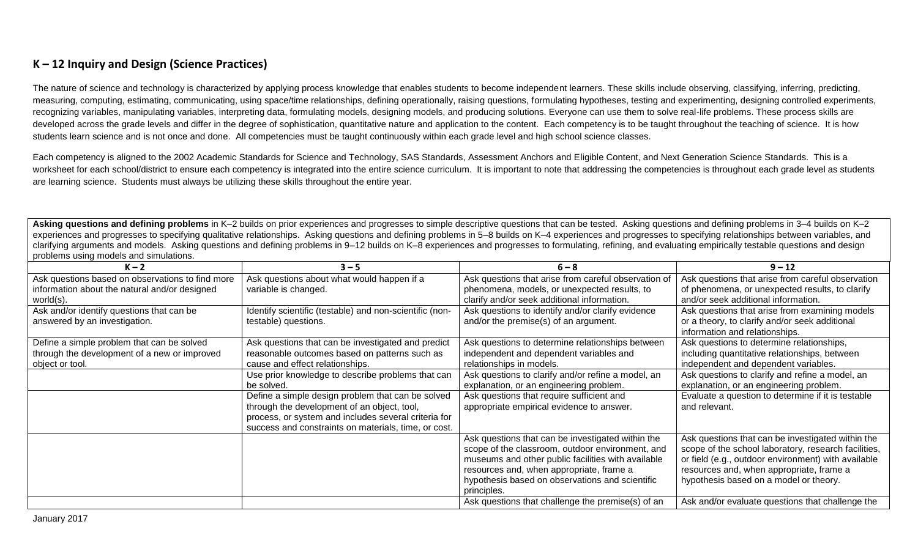## K – 12 Inquiry and Design (Science Practices)

The nature of science and technology is characterized by applying process knowledge that enables students to become independent learners. These skills include observing, classifying, inferring, predicting, measuring, computing, estimating, communicating, using space/time relationships, defining operationally, raising questions, formulating hypotheses, testing and experimenting, designing controlled experiments, recognizing variables, manipulating variables, interpreting data, formulating models, designing models, and producing solutions. Everyone can use them to solve real-life problems. These process skills are developed across the grade levels and differ in the degree of sophistication, quantitative nature and application to the content. Each competency is to be taught throughout the teaching of science. It is how students learn science and is not once and done. All competencies must be taught continuously within each grade level and high school science classes.

Each competency is aligned to the 2002 Academic Standards for Science and Technology, SAS Standards, Assessment Anchors and Eligible Content, and Next Generation Science Standards. This is a worksheet for each school/district to ensure each competency is integrated into the entire science curriculum. It is important to note that addressing the competencies is throughout each grade level as students are learning science. Students must always be utilizing these skills throughout the entire year.

**Asking questions and defining problems** in K–2 builds on prior experiences and progresses to simple descriptive questions that can be tested. Asking questions and defining problems in 3–4 builds on K–2 experiences and progresses to specifying qualitative relationships. Asking questions and defining problems in 5–8 builds on K–4 experiences and progresses to specifying relationships between variables, and clarifying arguments and models. Asking questions and defining problems in 9–12 builds on K–8 experiences and progresses to formulating, refining, and evaluating empirically testable questions and design problems using models and simulations.

| K – 2 | 3 – 5 | 6 – 8 | 9 – 12 |
|---|---|---|---|
| Ask questions based on observations to find more information about the natural and/or designed world(s). | Ask questions about what would happen if a variable is changed. | Ask questions that arise from careful observation of phenomena, models, or unexpected results, to clarify and/or seek additional information. | Ask questions that arise from careful observation of phenomena, or unexpected results, to clarify and/or seek additional information. |
| Ask and/or identify questions that can be answered by an investigation. | Identify scientific (testable) and non-scientific (non-testable) questions. | Ask questions to identify and/or clarify evidence and/or the premise(s) of an argument. | Ask questions that arise from examining models or a theory, to clarify and/or seek additional information and relationships. |
| Define a simple problem that can be solved through the development of a new or improved object or tool. | Ask questions that can be investigated and predict reasonable outcomes based on patterns such as cause and effect relationships. | Ask questions to determine relationships between independent and dependent variables and relationships in models. | Ask questions to determine relationships, including quantitative relationships, between independent and dependent variables. |
| | Use prior knowledge to describe problems that can be solved. | Ask questions to clarify and/or refine a model, an explanation, or an engineering problem. | Ask questions to clarify and refine a model, an explanation, or an engineering problem. |
| | Define a simple design problem that can be solved through the development of an object, tool, process, or system and includes several criteria for success and constraints on materials, time, or cost. | Ask questions that require sufficient and appropriate empirical evidence to answer. | Evaluate a question to determine if it is testable and relevant. |
| | | Ask questions that can be investigated within the scope of the classroom, outdoor environment, and museums and other public facilities with available resources and, when appropriate, frame a hypothesis based on observations and scientific principles. | Ask questions that can be investigated within the scope of the school laboratory, research facilities, or field (e.g., outdoor environment) with available resources and, when appropriate, frame a hypothesis based on a model or theory. |
| | | Ask questions that challenge the premise(s) of an | Ask and/or evaluate questions that challenge the |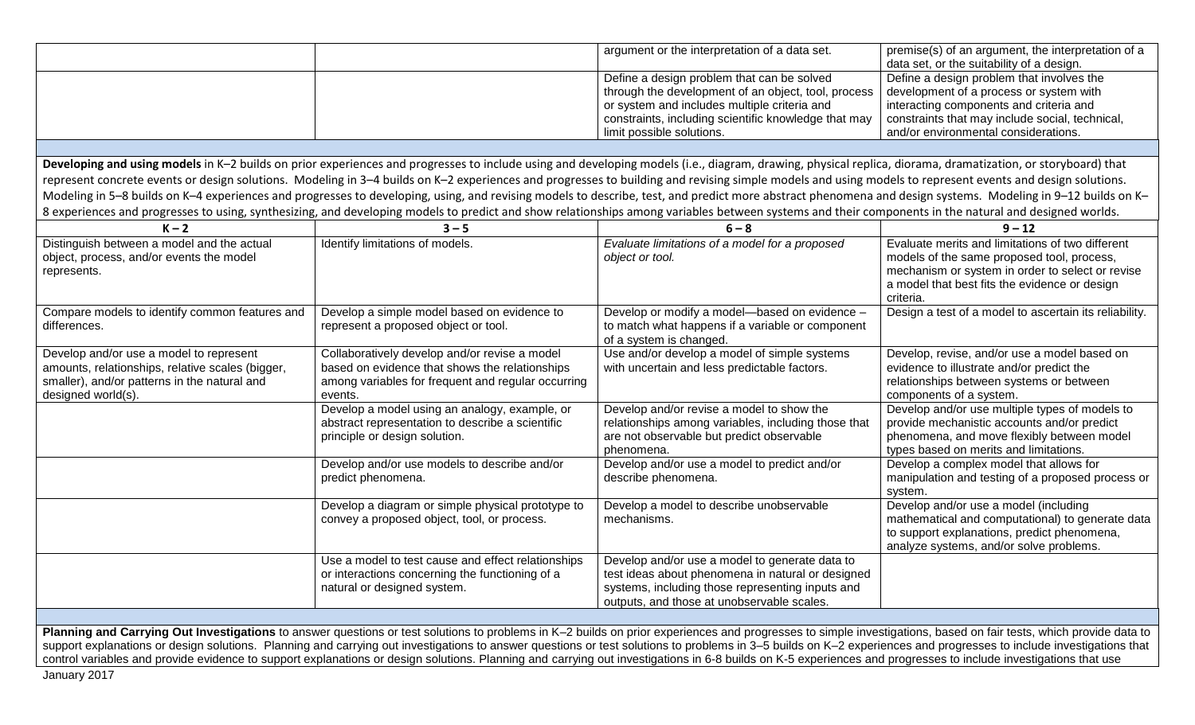| | | argument or the interpretation of a data set. | premise(s) of an argument, the interpretation of a data set, or the suitability of a design. |
|---|---|---|---|
| | | Define a design problem that can be solved through the development of an object, tool, process or system and includes multiple criteria and constraints, including scientific knowledge that may limit possible solutions. | Define a design problem that involves the development of a process or system with interacting components and criteria and constraints that may include social, technical, and/or environmental considerations. |

**Developing and using models** in K–2 builds on prior experiences and progresses to include using and developing models (i.e., diagram, drawing, physical replica, diorama, dramatization, or storyboard) that represent concrete events or design solutions. Modeling in 3–4 builds on K–2 experiences and progresses to building and revising simple models and using models to represent events and design solutions. Modeling in 5–8 builds on K–4 experiences and progresses to developing, using, and revising models to describe, test, and predict more abstract phenomena and design systems. Modeling in 9–12 builds on K–8 experiences and progresses to using, synthesizing, and developing models to predict and show relationships among variables between systems and their components in the natural and designed worlds.

| K – 2 | 3 – 5 | 6 – 8 | 9 – 12 |
|---|---|---|---|
| Distinguish between a model and the actual object, process, and/or events the model represents. | Identify limitations of models. | *Evaluate limitations of a model for a proposed object or tool.* | Evaluate merits and limitations of two different models of the same proposed tool, process, mechanism or system in order to select or revise a model that best fits the evidence or design criteria. |
| Compare models to identify common features and differences. | Develop a simple model based on evidence to represent a proposed object or tool. | Develop or modify a model—based on evidence – to match what happens if a variable or component of a system is changed. | Design a test of a model to ascertain its reliability. |
| Develop and/or use a model to represent amounts, relationships, relative scales (bigger, smaller), and/or patterns in the natural and designed world(s). | Collaboratively develop and/or revise a model based on evidence that shows the relationships among variables for frequent and regular occurring events. | Use and/or develop a model of simple systems with uncertain and less predictable factors. | Develop, revise, and/or use a model based on evidence to illustrate and/or predict the relationships between systems or between components of a system. |
| | Develop a model using an analogy, example, or abstract representation to describe a scientific principle or design solution. | Develop and/or revise a model to show the relationships among variables, including those that are not observable but predict observable phenomena. | Develop and/or use multiple types of models to provide mechanistic accounts and/or predict phenomena, and move flexibly between model types based on merits and limitations. |
| | Develop and/or use models to describe and/or predict phenomena. | Develop and/or use a model to predict and/or describe phenomena. | Develop a complex model that allows for manipulation and testing of a proposed process or system. |
| | Develop a diagram or simple physical prototype to convey a proposed object, tool, or process. | Develop a model to describe unobservable mechanisms. | Develop and/or use a model (including mathematical and computational) to generate data to support explanations, predict phenomena, analyze systems, and/or solve problems. |
| | Use a model to test cause and effect relationships or interactions concerning the functioning of a natural or designed system. | Develop and/or use a model to generate data to test ideas about phenomena in natural or designed systems, including those representing inputs and outputs, and those at unobservable scales. | |

**Planning and Carrying Out Investigations** to answer questions or test solutions to problems in K–2 builds on prior experiences and progresses to simple investigations, based on fair tests, which provide data to support explanations or design solutions. Planning and carrying out investigations to answer questions or test solutions to problems in 3–5 builds on K–2 experiences and progresses to include investigations that control variables and provide evidence to support explanations or design solutions. Planning and carrying out investigations in 6-8 builds on K-5 experiences and progresses to include investigations that use

January 2017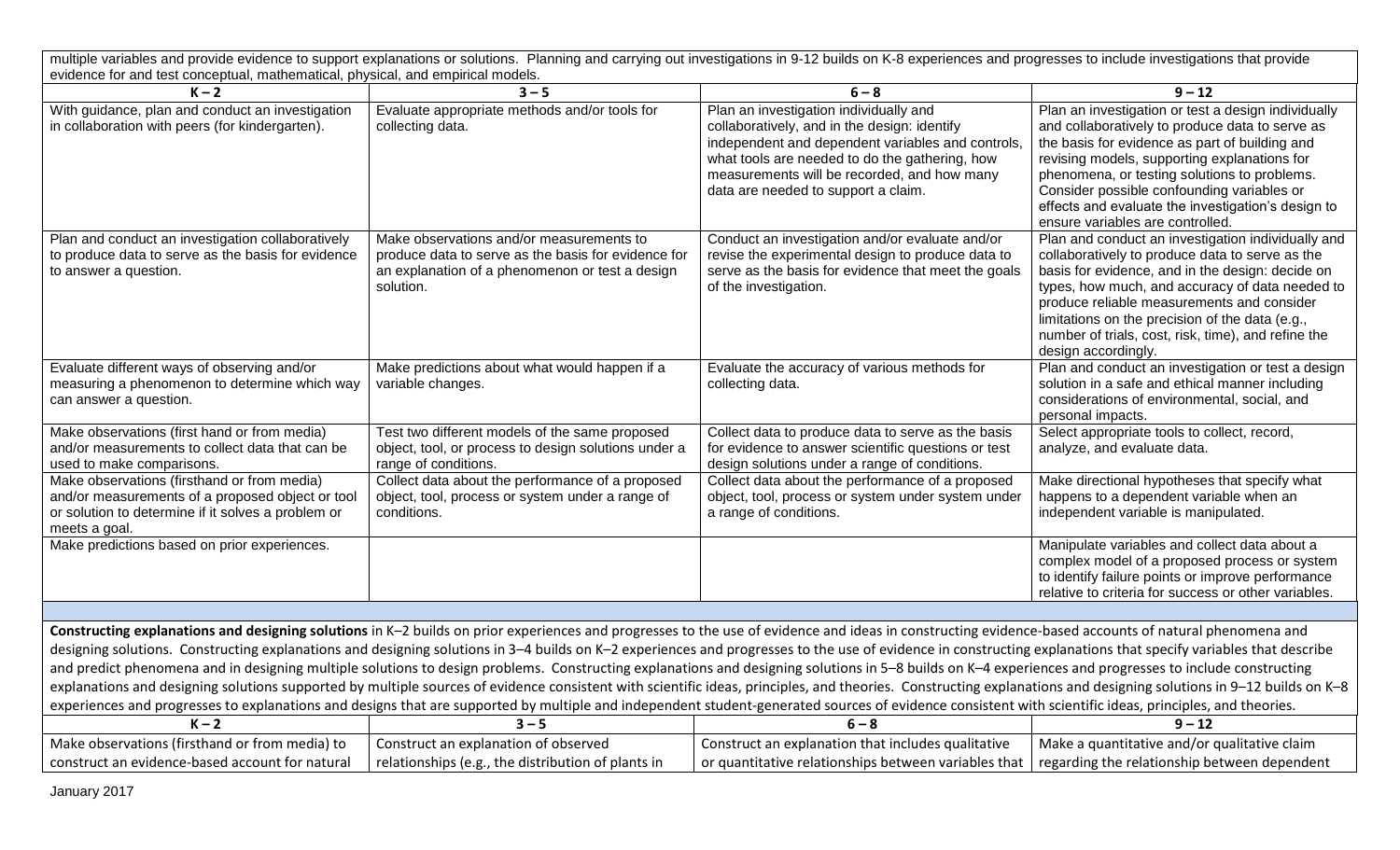multiple variables and provide evidence to support explanations or solutions. Planning and carrying out investigations in 9-12 builds on K-8 experiences and progresses to include investigations that provide evidence for and test conceptual, mathematical, physical, and empirical models.

| K – 2 | 3 – 5 | 6 – 8 | 9 – 12 |
|---|---|---|---|
| With guidance, plan and conduct an investigation in collaboration with peers (for kindergarten). | Evaluate appropriate methods and/or tools for collecting data. | Plan an investigation individually and collaboratively, and in the design: identify independent and dependent variables and controls, what tools are needed to do the gathering, how measurements will be recorded, and how many data are needed to support a claim. | Plan an investigation or test a design individually and collaboratively to produce data to serve as the basis for evidence as part of building and revising models, supporting explanations for phenomena, or testing solutions to problems. Consider possible confounding variables or effects and evaluate the investigation's design to ensure variables are controlled. |
| Plan and conduct an investigation collaboratively to produce data to serve as the basis for evidence to answer a question. | Make observations and/or measurements to produce data to serve as the basis for evidence for an explanation of a phenomenon or test a design solution. | Conduct an investigation and/or evaluate and/or revise the experimental design to produce data to serve as the basis for evidence that meet the goals of the investigation. | Plan and conduct an investigation individually and collaboratively to produce data to serve as the basis for evidence, and in the design: decide on types, how much, and accuracy of data needed to produce reliable measurements and consider limitations on the precision of the data (e.g., number of trials, cost, risk, time), and refine the design accordingly. |
| Evaluate different ways of observing and/or measuring a phenomenon to determine which way can answer a question. | Make predictions about what would happen if a variable changes. | Evaluate the accuracy of various methods for collecting data. | Plan and conduct an investigation or test a design solution in a safe and ethical manner including considerations of environmental, social, and personal impacts. |
| Make observations (first hand or from media) and/or measurements to collect data that can be used to make comparisons. | Test two different models of the same proposed object, tool, or process to design solutions under a range of conditions. | Collect data to produce data to serve as the basis for evidence to answer scientific questions or test design solutions under a range of conditions. | Select appropriate tools to collect, record, analyze, and evaluate data. |
| Make observations (firsthand or from media) and/or measurements of a proposed object or tool or solution to determine if it solves a problem or meets a goal. | Collect data about the performance of a proposed object, tool, process or system under a range of conditions. | Collect data about the performance of a proposed object, tool, process or system under system under a range of conditions. | Make directional hypotheses that specify what happens to a dependent variable when an independent variable is manipulated. |
| Make predictions based on prior experiences. | | | Manipulate variables and collect data about a complex model of a proposed process or system to identify failure points or improve performance relative to criteria for success or other variables. |

**Constructing explanations and designing solutions** in K–2 builds on prior experiences and progresses to the use of evidence and ideas in constructing evidence-based accounts of natural phenomena and designing solutions. Constructing explanations and designing solutions in 3–4 builds on K–2 experiences and progresses to the use of evidence in constructing explanations that specify variables that describe and predict phenomena and in designing multiple solutions to design problems. Constructing explanations and designing solutions in 5–8 builds on K–4 experiences and progresses to include constructing explanations and designing solutions supported by multiple sources of evidence consistent with scientific ideas, principles, and theories. Constructing explanations and designing solutions in 9–12 builds on K–8 experiences and progresses to explanations and designs that are supported by multiple and independent student-generated sources of evidence consistent with scientific ideas, principles, and theories.

| K – 2 | 3 – 5 | 6 – 8 | 9 – 12 |
|---|---|---|---|
| Make observations (firsthand or from media) to construct an evidence-based account for natural | Construct an explanation of observed relationships (e.g., the distribution of plants in | Construct an explanation that includes qualitative or quantitative relationships between variables that | Make a quantitative and/or qualitative claim regarding the relationship between dependent |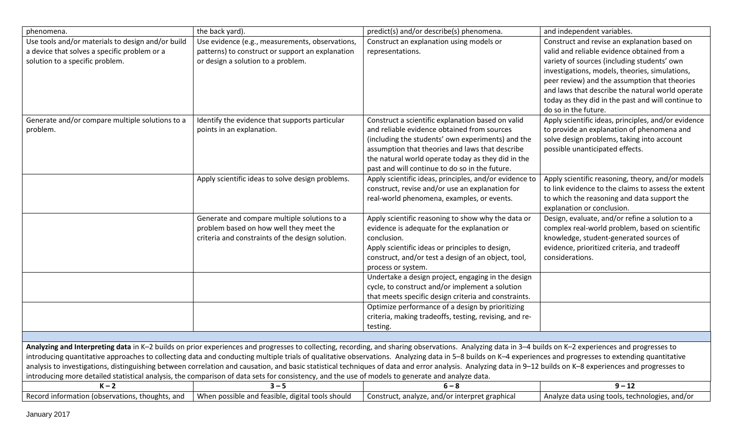| | | | |
|---|---|---|---|
| phenomena. | the back yard). | predict(s) and/or describe(s) phenomena. | and independent variables. |
| Use tools and/or materials to design and/or build a device that solves a specific problem or a solution to a specific problem. | Use evidence (e.g., measurements, observations, patterns) to construct or support an explanation or design a solution to a problem. | Construct an explanation using models or representations. | Construct and revise an explanation based on valid and reliable evidence obtained from a variety of sources (including students' own investigations, models, theories, simulations, peer review) and the assumption that theories and laws that describe the natural world operate today as they did in the past and will continue to do so in the future. |
| Generate and/or compare multiple solutions to a problem. | Identify the evidence that supports particular points in an explanation. | Construct a scientific explanation based on valid and reliable evidence obtained from sources (including the students' own experiments) and the assumption that theories and laws that describe the natural world operate today as they did in the past and will continue to do so in the future. | Apply scientific ideas, principles, and/or evidence to provide an explanation of phenomena and solve design problems, taking into account possible unanticipated effects. |
| | Apply scientific ideas to solve design problems. | Apply scientific ideas, principles, and/or evidence to construct, revise and/or use an explanation for real-world phenomena, examples, or events. | Apply scientific reasoning, theory, and/or models to link evidence to the claims to assess the extent to which the reasoning and data support the explanation or conclusion. |
| | Generate and compare multiple solutions to a problem based on how well they meet the criteria and constraints of the design solution. | Apply scientific reasoning to show why the data or evidence is adequate for the explanation or conclusion.<br>Apply scientific ideas or principles to design, construct, and/or test a design of an object, tool, process or system. | Design, evaluate, and/or refine a solution to a complex real-world problem, based on scientific knowledge, student-generated sources of evidence, prioritized criteria, and tradeoff considerations. |
| | | Undertake a design project, engaging in the design cycle, to construct and/or implement a solution that meets specific design criteria and constraints. | |
| | | Optimize performance of a design by prioritizing criteria, making tradeoffs, testing, revising, and re-testing. | |

**Analyzing and Interpreting data** in K–2 builds on prior experiences and progresses to collecting, recording, and sharing observations. Analyzing data in 3–4 builds on K–2 experiences and progresses to introducing quantitative approaches to collecting data and conducting multiple trials of qualitative observations. Analyzing data in 5–8 builds on K–4 experiences and progresses to extending quantitative analysis to investigations, distinguishing between correlation and causation, and basic statistical techniques of data and error analysis. Analyzing data in 9–12 builds on K–8 experiences and progresses to introducing more detailed statistical analysis, the comparison of data sets for consistency, and the use of models to generate and analyze data.

| K – 2 | 3 – 5 | 6 – 8 | 9 – 12 |
|---|---|---|---|
| Record information (observations, thoughts, and | When possible and feasible, digital tools should | Construct, analyze, and/or interpret graphical | Analyze data using tools, technologies, and/or |

January 2017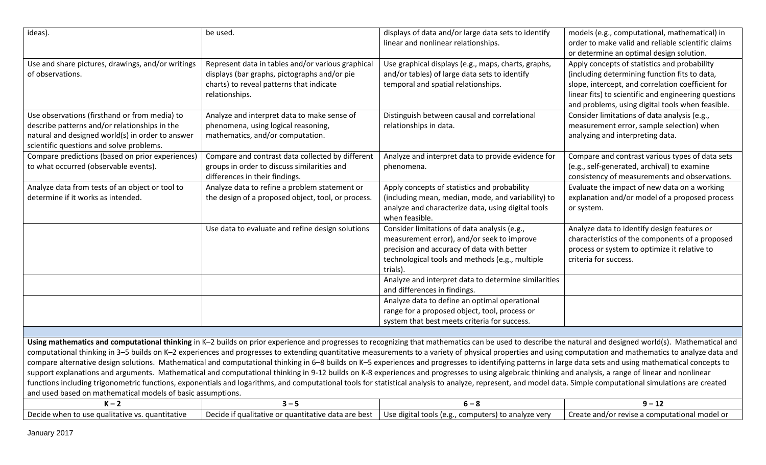| | | | |
|---|---|---|---|
| ideas). | be used. | displays of data and/or large data sets to identify linear and nonlinear relationships. | models (e.g., computational, mathematical) in order to make valid and reliable scientific claims or determine an optimal design solution. |
| Use and share pictures, drawings, and/or writings of observations. | Represent data in tables and/or various graphical displays (bar graphs, pictographs and/or pie charts) to reveal patterns that indicate relationships. | Use graphical displays (e.g., maps, charts, graphs, and/or tables) of large data sets to identify temporal and spatial relationships. | Apply concepts of statistics and probability (including determining function fits to data, slope, intercept, and correlation coefficient for linear fits) to scientific and engineering questions and problems, using digital tools when feasible. |
| Use observations (firsthand or from media) to describe patterns and/or relationships in the natural and designed world(s) in order to answer scientific questions and solve problems. | Analyze and interpret data to make sense of phenomena, using logical reasoning, mathematics, and/or computation. | Distinguish between causal and correlational relationships in data. | Consider limitations of data analysis (e.g., measurement error, sample selection) when analyzing and interpreting data. |
| Compare predictions (based on prior experiences) to what occurred (observable events). | Compare and contrast data collected by different groups in order to discuss similarities and differences in their findings. | Analyze and interpret data to provide evidence for phenomena. | Compare and contrast various types of data sets (e.g., self-generated, archival) to examine consistency of measurements and observations. |
| Analyze data from tests of an object or tool to determine if it works as intended. | Analyze data to refine a problem statement or the design of a proposed object, tool, or process. | Apply concepts of statistics and probability (including mean, median, mode, and variability) to analyze and characterize data, using digital tools when feasible. | Evaluate the impact of new data on a working explanation and/or model of a proposed process or system. |
| | Use data to evaluate and refine design solutions | Consider limitations of data analysis (e.g., measurement error), and/or seek to improve precision and accuracy of data with better technological tools and methods (e.g., multiple trials). | Analyze data to identify design features or characteristics of the components of a proposed process or system to optimize it relative to criteria for success. |
| | | Analyze and interpret data to determine similarities and differences in findings. | |
| | | Analyze data to define an optimal operational range for a proposed object, tool, process or system that best meets criteria for success. | |

**Using mathematics and computational thinking** in K–2 builds on prior experience and progresses to recognizing that mathematics can be used to describe the natural and designed world(s). Mathematical and computational thinking in 3–5 builds on K–2 experiences and progresses to extending quantitative measurements to a variety of physical properties and using computation and mathematics to analyze data and compare alternative design solutions. Mathematical and computational thinking in 6–8 builds on K–5 experiences and progresses to identifying patterns in large data sets and using mathematical concepts to support explanations and arguments. Mathematical and computational thinking in 9-12 builds on K-8 experiences and progresses to using algebraic thinking and analysis, a range of linear and nonlinear functions including trigonometric functions, exponentials and logarithms, and computational tools for statistical analysis to analyze, represent, and model data. Simple computational simulations are created and used based on mathematical models of basic assumptions.

| K – 2 | 3 – 5 | 6 – 8 | 9 – 12 |
|---|---|---|---|
| Decide when to use qualitative vs. quantitative | Decide if qualitative or quantitative data are best | Use digital tools (e.g., computers) to analyze very | Create and/or revise a computational model or |

January 2017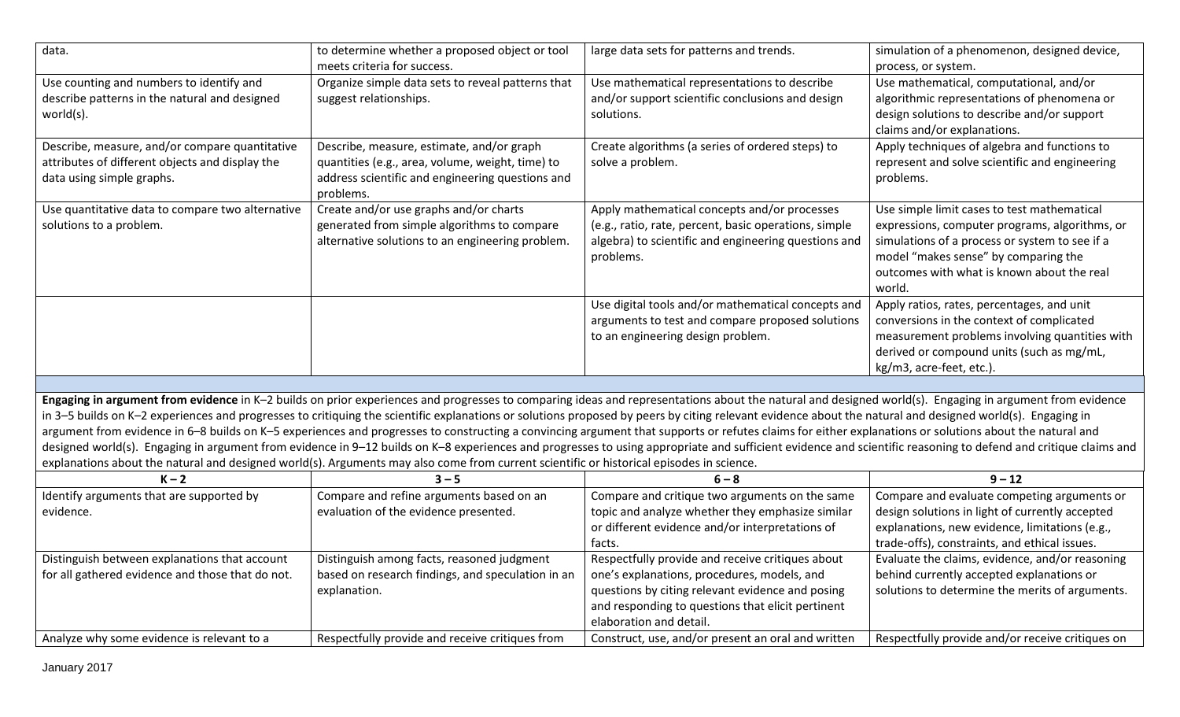| | | | |
|---|---|---|---|
| data. | to determine whether a proposed object or tool meets criteria for success. | large data sets for patterns and trends. | simulation of a phenomenon, designed device, process, or system. |
| Use counting and numbers to identify and describe patterns in the natural and designed world(s). | Organize simple data sets to reveal patterns that suggest relationships. | Use mathematical representations to describe and/or support scientific conclusions and design solutions. | Use mathematical, computational, and/or algorithmic representations of phenomena or design solutions to describe and/or support claims and/or explanations. |
| Describe, measure, and/or compare quantitative attributes of different objects and display the data using simple graphs. | Describe, measure, estimate, and/or graph quantities (e.g., area, volume, weight, time) to address scientific and engineering questions and problems. | Create algorithms (a series of ordered steps) to solve a problem. | Apply techniques of algebra and functions to represent and solve scientific and engineering problems. |
| Use quantitative data to compare two alternative solutions to a problem. | Create and/or use graphs and/or charts generated from simple algorithms to compare alternative solutions to an engineering problem. | Apply mathematical concepts and/or processes (e.g., ratio, rate, percent, basic operations, simple algebra) to scientific and engineering questions and problems. | Use simple limit cases to test mathematical expressions, computer programs, algorithms, or simulations of a process or system to see if a model "makes sense" by comparing the outcomes with what is known about the real world. |
| | | Use digital tools and/or mathematical concepts and arguments to test and compare proposed solutions to an engineering design problem. | Apply ratios, rates, percentages, and unit conversions in the context of complicated measurement problems involving quantities with derived or compound units (such as mg/mL, kg/m3, acre-feet, etc.). |

**Engaging in argument from evidence** in K–2 builds on prior experiences and progresses to comparing ideas and representations about the natural and designed world(s). Engaging in argument from evidence in 3–5 builds on K–2 experiences and progresses to critiquing the scientific explanations or solutions proposed by peers by citing relevant evidence about the natural and designed world(s). Engaging in argument from evidence in 6–8 builds on K–5 experiences and progresses to constructing a convincing argument that supports or refutes claims for either explanations or solutions about the natural and designed world(s). Engaging in argument from evidence in 9–12 builds on K–8 experiences and progresses to using appropriate and sufficient evidence and scientific reasoning to defend and critique claims and explanations about the natural and designed world(s). Arguments may also come from current scientific or historical episodes in science.

| K – 2 | 3 – 5 | 6 – 8 | 9 – 12 |
|---|---|---|---|
| Identify arguments that are supported by evidence. | Compare and refine arguments based on an evaluation of the evidence presented. | Compare and critique two arguments on the same topic and analyze whether they emphasize similar or different evidence and/or interpretations of facts. | Compare and evaluate competing arguments or design solutions in light of currently accepted explanations, new evidence, limitations (e.g., trade-offs), constraints, and ethical issues. |
| Distinguish between explanations that account for all gathered evidence and those that do not. | Distinguish among facts, reasoned judgment based on research findings, and speculation in an explanation. | Respectfully provide and receive critiques about one's explanations, procedures, models, and questions by citing relevant evidence and posing and responding to questions that elicit pertinent elaboration and detail. | Evaluate the claims, evidence, and/or reasoning behind currently accepted explanations or solutions to determine the merits of arguments. |
| Analyze why some evidence is relevant to a | Respectfully provide and receive critiques from | Construct, use, and/or present an oral and written | Respectfully provide and/or receive critiques on |

January 2017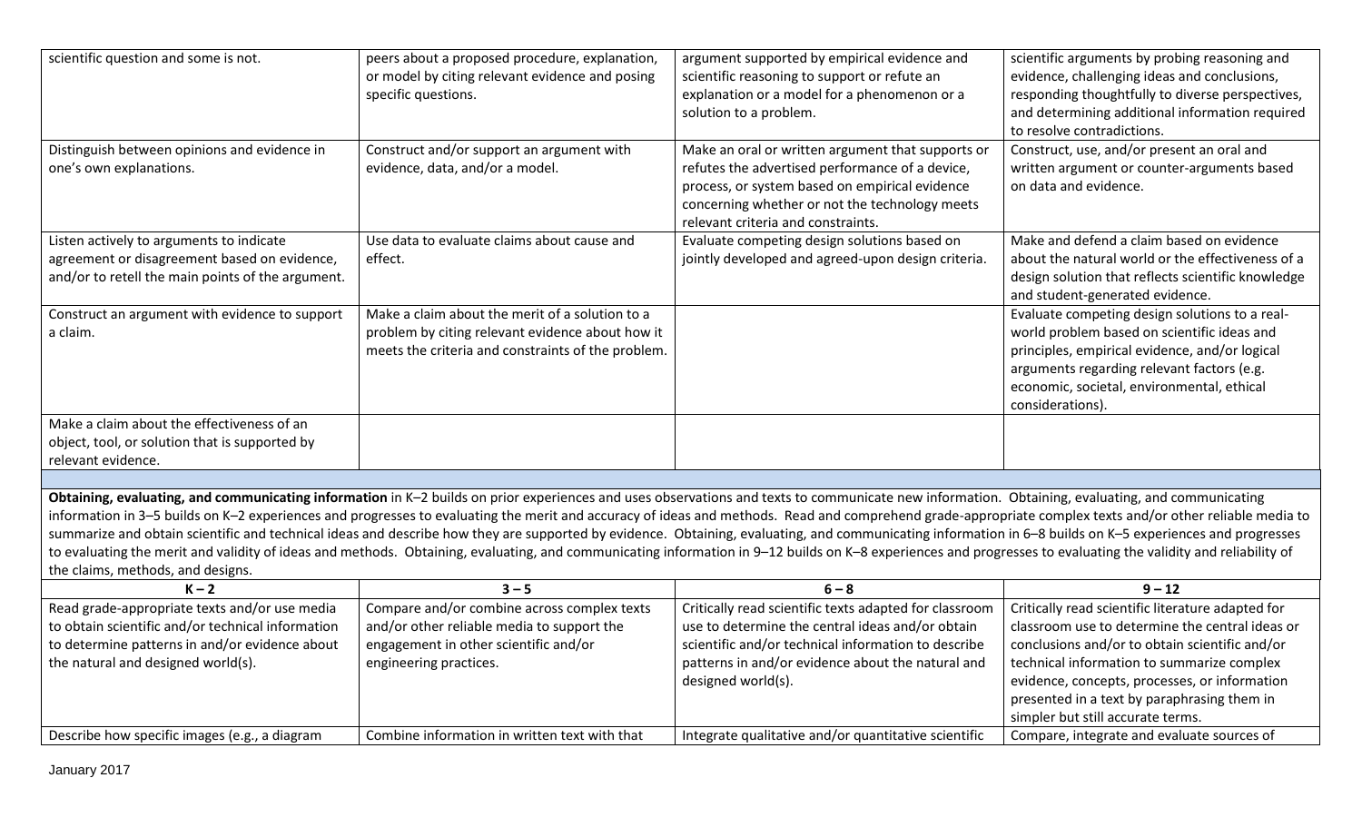| | | | |
|---|---|---|---|
| scientific question and some is not. | peers about a proposed procedure, explanation, or model by citing relevant evidence and posing specific questions. | argument supported by empirical evidence and scientific reasoning to support or refute an explanation or a model for a phenomenon or a solution to a problem. | scientific arguments by probing reasoning and evidence, challenging ideas and conclusions, responding thoughtfully to diverse perspectives, and determining additional information required to resolve contradictions. |
| Distinguish between opinions and evidence in one's own explanations. | Construct and/or support an argument with evidence, data, and/or a model. | Make an oral or written argument that supports or refutes the advertised performance of a device, process, or system based on empirical evidence concerning whether or not the technology meets relevant criteria and constraints. | Construct, use, and/or present an oral and written argument or counter-arguments based on data and evidence. |
| Listen actively to arguments to indicate agreement or disagreement based on evidence, and/or to retell the main points of the argument. | Use data to evaluate claims about cause and effect. | Evaluate competing design solutions based on jointly developed and agreed-upon design criteria. | Make and defend a claim based on evidence about the natural world or the effectiveness of a design solution that reflects scientific knowledge and student-generated evidence. |
| Construct an argument with evidence to support a claim. | Make a claim about the merit of a solution to a problem by citing relevant evidence about how it meets the criteria and constraints of the problem. | | Evaluate competing design solutions to a real-world problem based on scientific ideas and principles, empirical evidence, and/or logical arguments regarding relevant factors (e.g. economic, societal, environmental, ethical considerations). |
| Make a claim about the effectiveness of an object, tool, or solution that is supported by relevant evidence. | | | |

**Obtaining, evaluating, and communicating information** in K–2 builds on prior experiences and uses observations and texts to communicate new information. Obtaining, evaluating, and communicating information in 3–5 builds on K–2 experiences and progresses to evaluating the merit and accuracy of ideas and methods. Read and comprehend grade-appropriate complex texts and/or other reliable media to summarize and obtain scientific and technical ideas and describe how they are supported by evidence. Obtaining, evaluating, and communicating information in 6–8 builds on K–5 experiences and progresses to evaluating the merit and validity of ideas and methods. Obtaining, evaluating, and communicating information in 9–12 builds on K–8 experiences and progresses to evaluating the validity and reliability of the claims, methods, and designs.

| K – 2 | 3 – 5 | 6 – 8 | 9 – 12 |
|---|---|---|---|
| Read grade-appropriate texts and/or use media to obtain scientific and/or technical information to determine patterns in and/or evidence about the natural and designed world(s). | Compare and/or combine across complex texts and/or other reliable media to support the engagement in other scientific and/or engineering practices. | Critically read scientific texts adapted for classroom use to determine the central ideas and/or obtain scientific and/or technical information to describe patterns in and/or evidence about the natural and designed world(s). | Critically read scientific literature adapted for classroom use to determine the central ideas or conclusions and/or to obtain scientific and/or technical information to summarize complex evidence, concepts, processes, or information presented in a text by paraphrasing them in simpler but still accurate terms. |
| Describe how specific images (e.g., a diagram | Combine information in written text with that | Integrate qualitative and/or quantitative scientific | Compare, integrate and evaluate sources of |

January 2017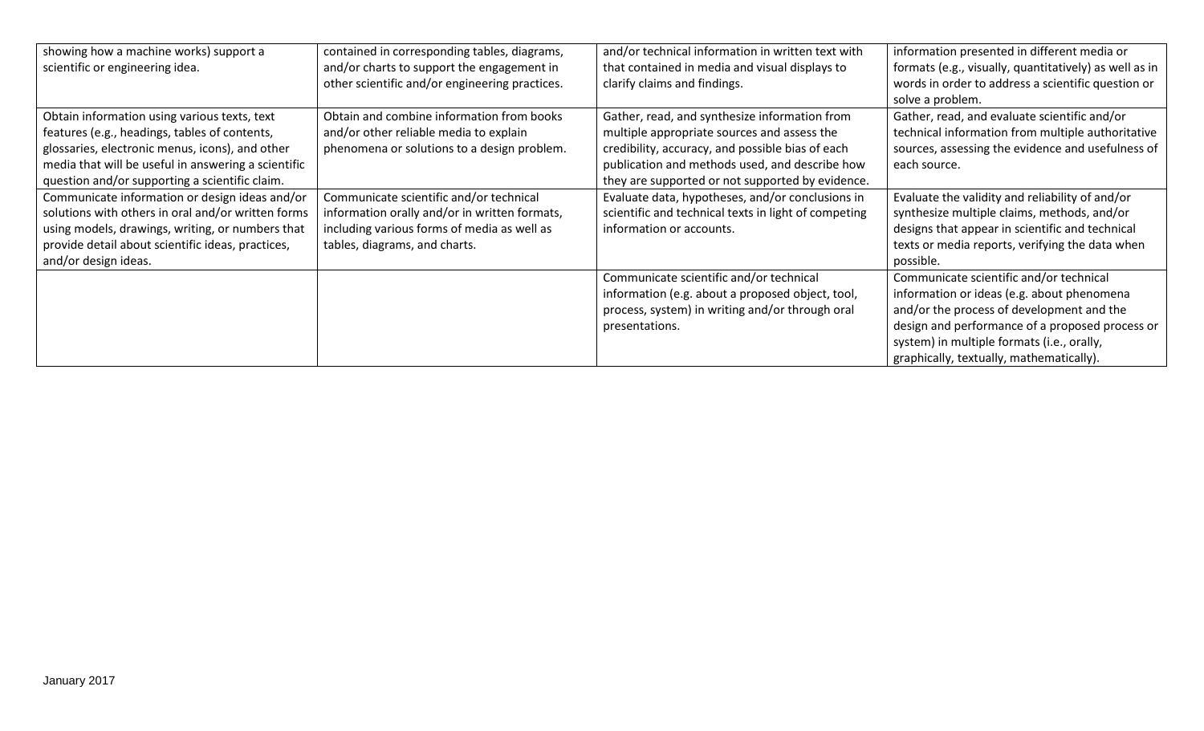| | | | |
|---|---|---|---|
| showing how a machine works) support a scientific or engineering idea. | contained in corresponding tables, diagrams, and/or charts to support the engagement in other scientific and/or engineering practices. | and/or technical information in written text with that contained in media and visual displays to clarify claims and findings. | information presented in different media or formats (e.g., visually, quantitatively) as well as in words in order to address a scientific question or solve a problem. |
| Obtain information using various texts, text features (e.g., headings, tables of contents, glossaries, electronic menus, icons), and other media that will be useful in answering a scientific question and/or supporting a scientific claim. | Obtain and combine information from books and/or other reliable media to explain phenomena or solutions to a design problem. | Gather, read, and synthesize information from multiple appropriate sources and assess the credibility, accuracy, and possible bias of each publication and methods used, and describe how they are supported or not supported by evidence. | Gather, read, and evaluate scientific and/or technical information from multiple authoritative sources, assessing the evidence and usefulness of each source. |
| Communicate information or design ideas and/or solutions with others in oral and/or written forms using models, drawings, writing, or numbers that provide detail about scientific ideas, practices, and/or design ideas. | Communicate scientific and/or technical information orally and/or in written formats, including various forms of media as well as tables, diagrams, and charts. | Evaluate data, hypotheses, and/or conclusions in scientific and technical texts in light of competing information or accounts. | Evaluate the validity and reliability of and/or synthesize multiple claims, methods, and/or designs that appear in scientific and technical texts or media reports, verifying the data when possible. |
| | | Communicate scientific and/or technical information (e.g. about a proposed object, tool, process, system) in writing and/or through oral presentations. | Communicate scientific and/or technical information or ideas (e.g. about phenomena and/or the process of development and the design and performance of a proposed process or system) in multiple formats (i.e., orally, graphically, textually, mathematically). |

January 2017